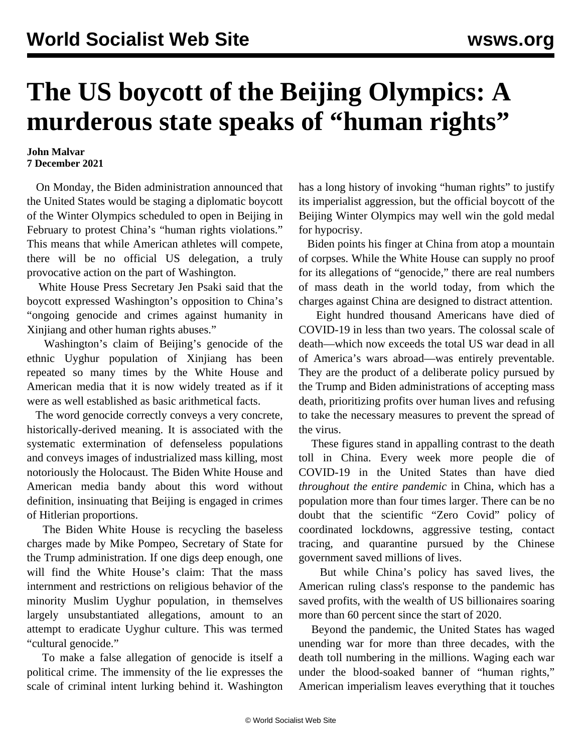# The US boycott of the Beijing Olympics: A murderous state speaks of "human rights"

**John Malvar**
**7 December 2021**

On Monday, the Biden administration announced that the United States would be staging a diplomatic boycott of the Winter Olympics scheduled to open in Beijing in February to protest China's "human rights violations." This means that while American athletes will compete, there will be no official US delegation, a truly provocative action on the part of Washington.

White House Press Secretary Jen Psaki said that the boycott expressed Washington's opposition to China's "ongoing genocide and crimes against humanity in Xinjiang and other human rights abuses."

Washington's claim of Beijing's genocide of the ethnic Uyghur population of Xinjiang has been repeated so many times by the White House and American media that it is now widely treated as if it were as well established as basic arithmetical facts.

The word genocide correctly conveys a very concrete, historically-derived meaning. It is associated with the systematic extermination of defenseless populations and conveys images of industrialized mass killing, most notoriously the Holocaust. The Biden White House and American media bandy about this word without definition, insinuating that Beijing is engaged in crimes of Hitlerian proportions.

The Biden White House is recycling the baseless charges made by Mike Pompeo, Secretary of State for the Trump administration. If one digs deep enough, one will find the White House's claim: That the mass internment and restrictions on religious behavior of the minority Muslim Uyghur population, in themselves largely unsubstantiated allegations, amount to an attempt to eradicate Uyghur culture. This was termed "cultural genocide."

To make a false allegation of genocide is itself a political crime. The immensity of the lie expresses the scale of criminal intent lurking behind it. Washington has a long history of invoking "human rights" to justify its imperialist aggression, but the official boycott of the Beijing Winter Olympics may well win the gold medal for hypocrisy.

Biden points his finger at China from atop a mountain of corpses. While the White House can supply no proof for its allegations of "genocide," there are real numbers of mass death in the world today, from which the charges against China are designed to distract attention.

Eight hundred thousand Americans have died of COVID-19 in less than two years. The colossal scale of death—which now exceeds the total US war dead in all of America's wars abroad—was entirely preventable. They are the product of a deliberate policy pursued by the Trump and Biden administrations of accepting mass death, prioritizing profits over human lives and refusing to take the necessary measures to prevent the spread of the virus.

These figures stand in appalling contrast to the death toll in China. Every week more people die of COVID-19 in the United States than have died *throughout the entire pandemic* in China, which has a population more than four times larger. There can be no doubt that the scientific "Zero Covid" policy of coordinated lockdowns, aggressive testing, contact tracing, and quarantine pursued by the Chinese government saved millions of lives.

But while China's policy has saved lives, the American ruling class's response to the pandemic has saved profits, with the wealth of US billionaires soaring more than 60 percent since the start of 2020.

Beyond the pandemic, the United States has waged unending war for more than three decades, with the death toll numbering in the millions. Waging each war under the blood-soaked banner of "human rights," American imperialism leaves everything that it touches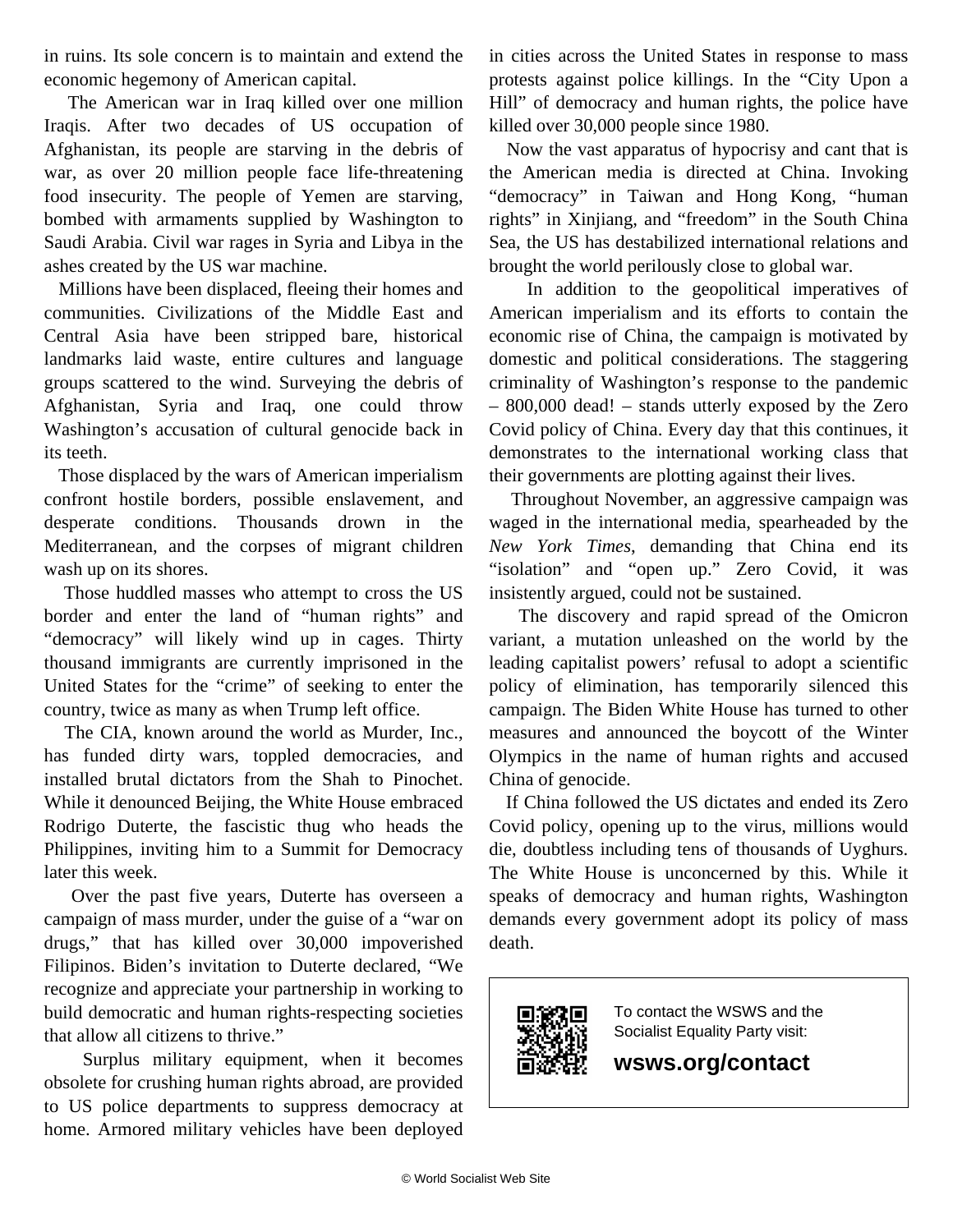in ruins. Its sole concern is to maintain and extend the economic hegemony of American capital.

The American war in Iraq killed over one million Iraqis. After two decades of US occupation of Afghanistan, its people are starving in the debris of war, as over 20 million people face life-threatening food insecurity. The people of Yemen are starving, bombed with armaments supplied by Washington to Saudi Arabia. Civil war rages in Syria and Libya in the ashes created by the US war machine.

Millions have been displaced, fleeing their homes and communities. Civilizations of the Middle East and Central Asia have been stripped bare, historical landmarks laid waste, entire cultures and language groups scattered to the wind. Surveying the debris of Afghanistan, Syria and Iraq, one could throw Washington's accusation of cultural genocide back in its teeth.

Those displaced by the wars of American imperialism confront hostile borders, possible enslavement, and desperate conditions. Thousands drown in the Mediterranean, and the corpses of migrant children wash up on its shores.

Those huddled masses who attempt to cross the US border and enter the land of "human rights" and "democracy" will likely wind up in cages. Thirty thousand immigrants are currently imprisoned in the United States for the "crime" of seeking to enter the country, twice as many as when Trump left office.

The CIA, known around the world as Murder, Inc., has funded dirty wars, toppled democracies, and installed brutal dictators from the Shah to Pinochet. While it denounced Beijing, the White House embraced Rodrigo Duterte, the fascistic thug who heads the Philippines, inviting him to a Summit for Democracy later this week.

Over the past five years, Duterte has overseen a campaign of mass murder, under the guise of a "war on drugs," that has killed over 30,000 impoverished Filipinos. Biden's invitation to Duterte declared, "We recognize and appreciate your partnership in working to build democratic and human rights-respecting societies that allow all citizens to thrive."

Surplus military equipment, when it becomes obsolete for crushing human rights abroad, are provided to US police departments to suppress democracy at home. Armored military vehicles have been deployed in cities across the United States in response to mass protests against police killings. In the "City Upon a Hill" of democracy and human rights, the police have killed over 30,000 people since 1980.

Now the vast apparatus of hypocrisy and cant that is the American media is directed at China. Invoking "democracy" in Taiwan and Hong Kong, "human rights" in Xinjiang, and "freedom" in the South China Sea, the US has destabilized international relations and brought the world perilously close to global war.

In addition to the geopolitical imperatives of American imperialism and its efforts to contain the economic rise of China, the campaign is motivated by domestic and political considerations. The staggering criminality of Washington's response to the pandemic – 800,000 dead! – stands utterly exposed by the Zero Covid policy of China. Every day that this continues, it demonstrates to the international working class that their governments are plotting against their lives.

Throughout November, an aggressive campaign was waged in the international media, spearheaded by the *New York Times*, demanding that China end its "isolation" and "open up." Zero Covid, it was insistently argued, could not be sustained.

The discovery and rapid spread of the Omicron variant, a mutation unleashed on the world by the leading capitalist powers' refusal to adopt a scientific policy of elimination, has temporarily silenced this campaign. The Biden White House has turned to other measures and announced the boycott of the Winter Olympics in the name of human rights and accused China of genocide.

If China followed the US dictates and ended its Zero Covid policy, opening up to the virus, millions would die, doubtless including tens of thousands of Uyghurs. The White House is unconcerned by this. While it speaks of democracy and human rights, Washington demands every government adopt its policy of mass death.

To contact the WSWS and the Socialist Equality Party visit:

**wsws.org/contact**